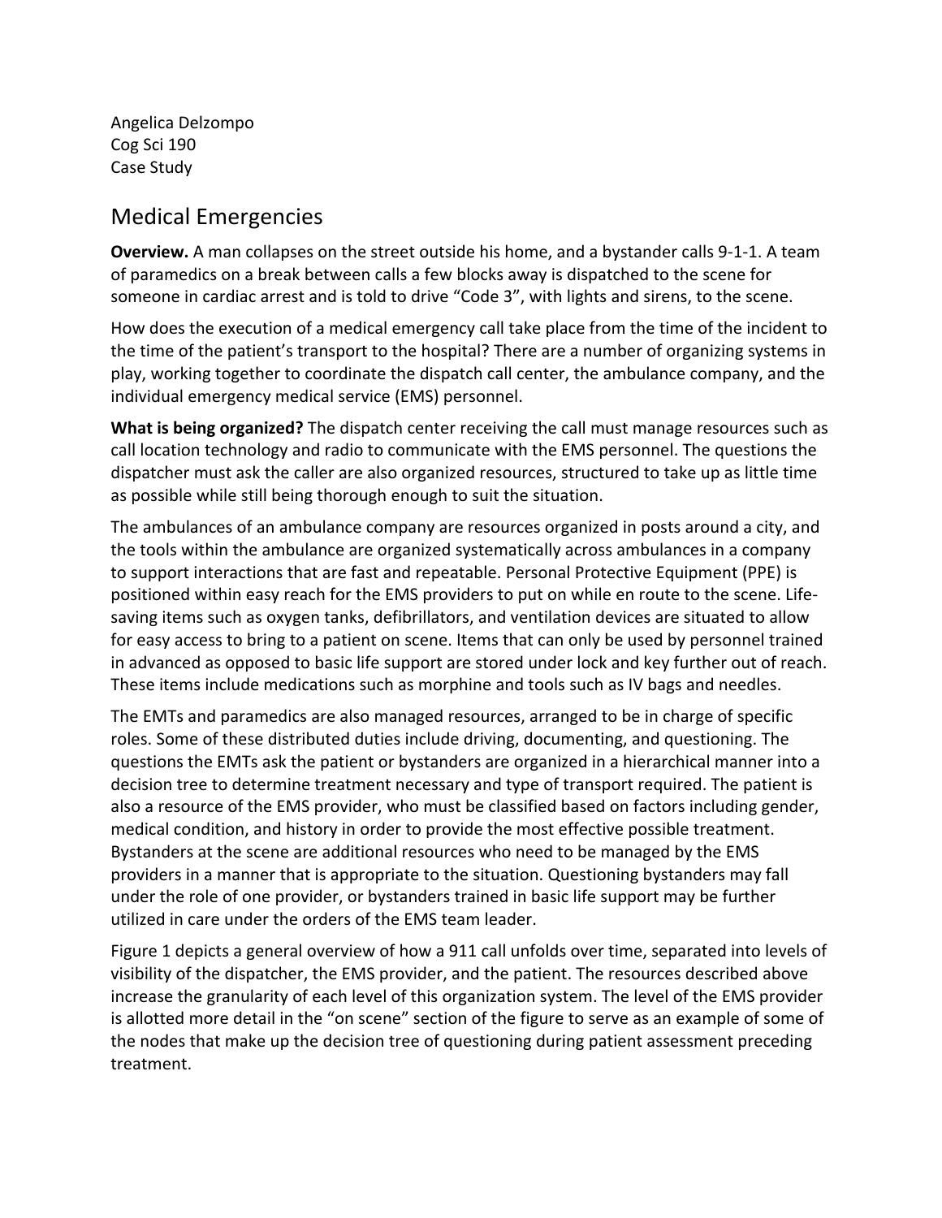Angelica Delzompo
Cog Sci 190
Case Study

# Medical Emergencies

**Overview.** A man collapses on the street outside his home, and a bystander calls 9-1-1. A team of paramedics on a break between calls a few blocks away is dispatched to the scene for someone in cardiac arrest and is told to drive "Code 3", with lights and sirens, to the scene.

How does the execution of a medical emergency call take place from the time of the incident to the time of the patient's transport to the hospital? There are a number of organizing systems in play, working together to coordinate the dispatch call center, the ambulance company, and the individual emergency medical service (EMS) personnel.

**What is being organized?** The dispatch center receiving the call must manage resources such as call location technology and radio to communicate with the EMS personnel. The questions the dispatcher must ask the caller are also organized resources, structured to take up as little time as possible while still being thorough enough to suit the situation.

The ambulances of an ambulance company are resources organized in posts around a city, and the tools within the ambulance are organized systematically across ambulances in a company to support interactions that are fast and repeatable. Personal Protective Equipment (PPE) is positioned within easy reach for the EMS providers to put on while en route to the scene. Life-saving items such as oxygen tanks, defibrillators, and ventilation devices are situated to allow for easy access to bring to a patient on scene. Items that can only be used by personnel trained in advanced as opposed to basic life support are stored under lock and key further out of reach. These items include medications such as morphine and tools such as IV bags and needles.

The EMTs and paramedics are also managed resources, arranged to be in charge of specific roles. Some of these distributed duties include driving, documenting, and questioning. The questions the EMTs ask the patient or bystanders are organized in a hierarchical manner into a decision tree to determine treatment necessary and type of transport required. The patient is also a resource of the EMS provider, who must be classified based on factors including gender, medical condition, and history in order to provide the most effective possible treatment. Bystanders at the scene are additional resources who need to be managed by the EMS providers in a manner that is appropriate to the situation. Questioning bystanders may fall under the role of one provider, or bystanders trained in basic life support may be further utilized in care under the orders of the EMS team leader.

Figure 1 depicts a general overview of how a 911 call unfolds over time, separated into levels of visibility of the dispatcher, the EMS provider, and the patient. The resources described above increase the granularity of each level of this organization system. The level of the EMS provider is allotted more detail in the "on scene" section of the figure to serve as an example of some of the nodes that make up the decision tree of questioning during patient assessment preceding treatment.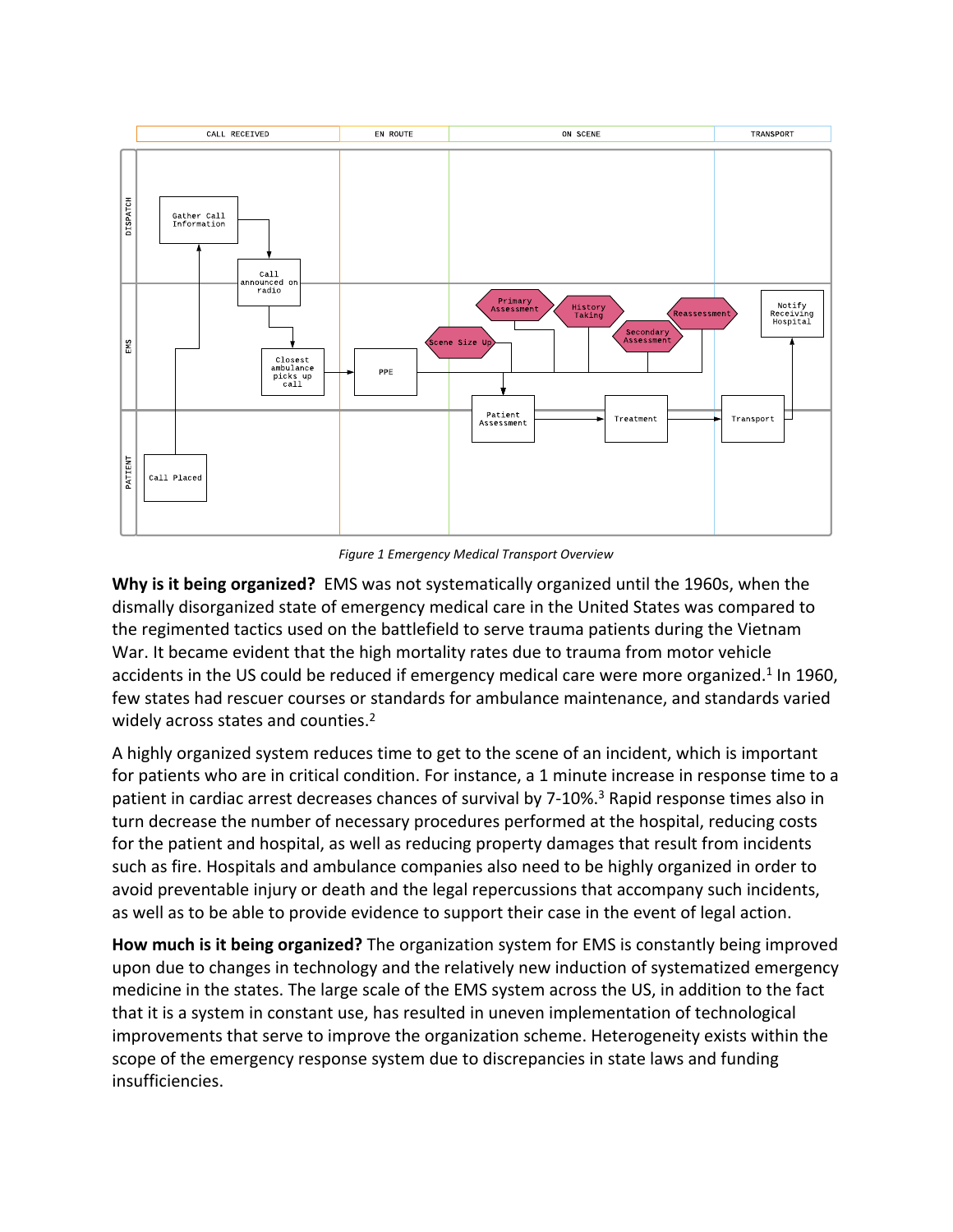Figure 1 Emergency Medical Transport Overview

**Why is it being organized?** EMS was not systematically organized until the 1960s, when the dismally disorganized state of emergency medical care in the United States was compared to the regimented tactics used on the battlefield to serve trauma patients during the Vietnam War. It became evident that the high mortality rates due to trauma from motor vehicle accidents in the US could be reduced if emergency medical care were more organized.[1] In 1960, few states had rescuer courses or standards for ambulance maintenance, and standards varied widely across states and counties.[2]

A highly organized system reduces time to get to the scene of an incident, which is important for patients who are in critical condition. For instance, a 1 minute increase in response time to a patient in cardiac arrest decreases chances of survival by 7-10%.[3] Rapid response times also in turn decrease the number of necessary procedures performed at the hospital, reducing costs for the patient and hospital, as well as reducing property damages that result from incidents such as fire. Hospitals and ambulance companies also need to be highly organized in order to avoid preventable injury or death and the legal repercussions that accompany such incidents, as well as to be able to provide evidence to support their case in the event of legal action.

**How much is it being organized?** The organization system for EMS is constantly being improved upon due to changes in technology and the relatively new induction of systematized emergency medicine in the states. The large scale of the EMS system across the US, in addition to the fact that it is a system in constant use, has resulted in uneven implementation of technological improvements that serve to improve the organization scheme. Heterogeneity exists within the scope of the emergency response system due to discrepancies in state laws and funding insufficiencies.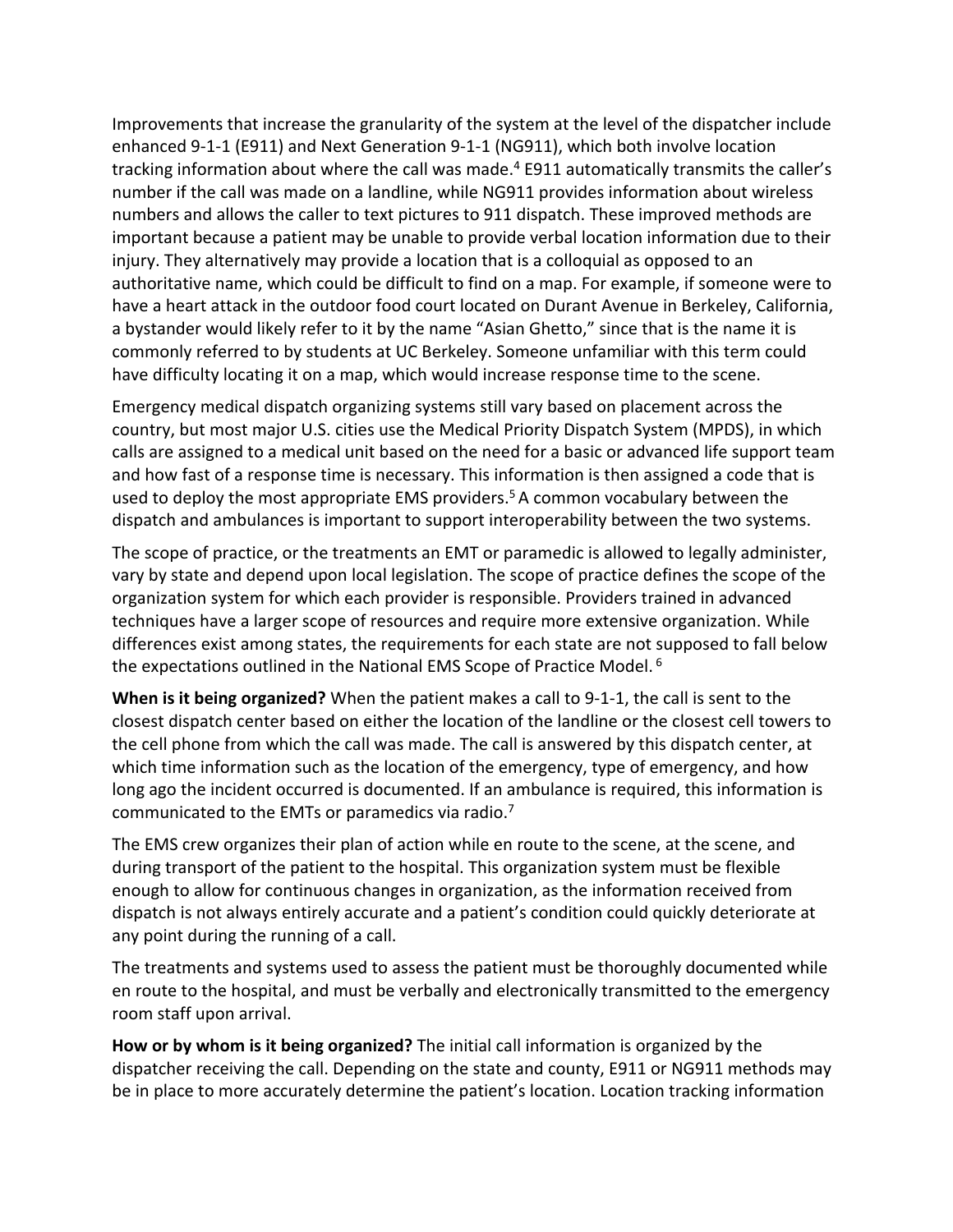Improvements that increase the granularity of the system at the level of the dispatcher include enhanced 9-1-1 (E911) and Next Generation 9-1-1 (NG911), which both involve location tracking information about where the call was made.[4] E911 automatically transmits the caller's number if the call was made on a landline, while NG911 provides information about wireless numbers and allows the caller to text pictures to 911 dispatch. These improved methods are important because a patient may be unable to provide verbal location information due to their injury. They alternatively may provide a location that is a colloquial as opposed to an authoritative name, which could be difficult to find on a map. For example, if someone were to have a heart attack in the outdoor food court located on Durant Avenue in Berkeley, California, a bystander would likely refer to it by the name "Asian Ghetto," since that is the name it is commonly referred to by students at UC Berkeley. Someone unfamiliar with this term could have difficulty locating it on a map, which would increase response time to the scene.

Emergency medical dispatch organizing systems still vary based on placement across the country, but most major U.S. cities use the Medical Priority Dispatch System (MPDS), in which calls are assigned to a medical unit based on the need for a basic or advanced life support team and how fast of a response time is necessary. This information is then assigned a code that is used to deploy the most appropriate EMS providers.[5] A common vocabulary between the dispatch and ambulances is important to support interoperability between the two systems.

The scope of practice, or the treatments an EMT or paramedic is allowed to legally administer, vary by state and depend upon local legislation. The scope of practice defines the scope of the organization system for which each provider is responsible. Providers trained in advanced techniques have a larger scope of resources and require more extensive organization. While differences exist among states, the requirements for each state are not supposed to fall below the expectations outlined in the National EMS Scope of Practice Model.[6]

**When is it being organized?** When the patient makes a call to 9-1-1, the call is sent to the closest dispatch center based on either the location of the landline or the closest cell towers to the cell phone from which the call was made. The call is answered by this dispatch center, at which time information such as the location of the emergency, type of emergency, and how long ago the incident occurred is documented. If an ambulance is required, this information is communicated to the EMTs or paramedics via radio.[7]

The EMS crew organizes their plan of action while en route to the scene, at the scene, and during transport of the patient to the hospital. This organization system must be flexible enough to allow for continuous changes in organization, as the information received from dispatch is not always entirely accurate and a patient's condition could quickly deteriorate at any point during the running of a call.

The treatments and systems used to assess the patient must be thoroughly documented while en route to the hospital, and must be verbally and electronically transmitted to the emergency room staff upon arrival.

**How or by whom is it being organized?** The initial call information is organized by the dispatcher receiving the call. Depending on the state and county, E911 or NG911 methods may be in place to more accurately determine the patient's location. Location tracking information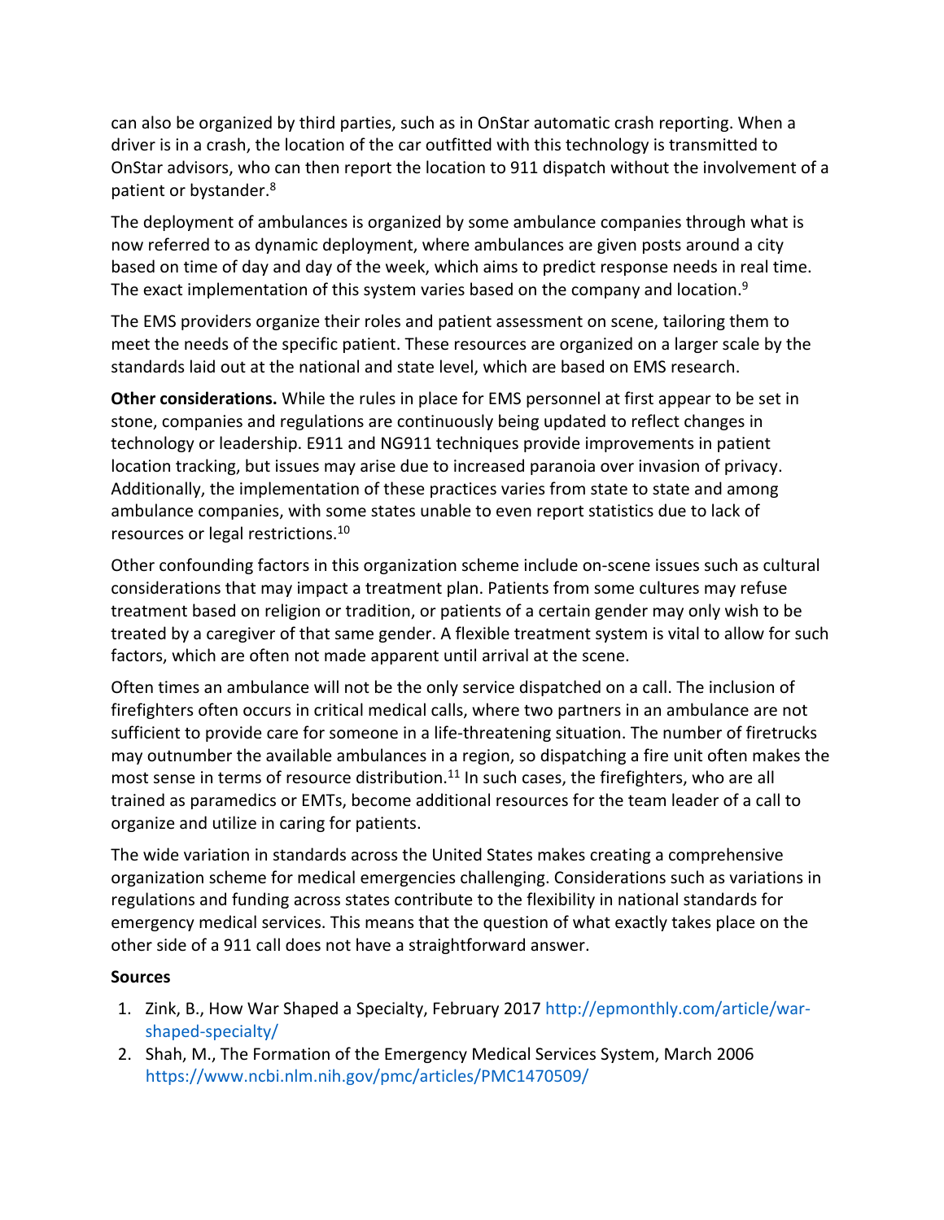can also be organized by third parties, such as in OnStar automatic crash reporting. When a driver is in a crash, the location of the car outfitted with this technology is transmitted to OnStar advisors, who can then report the location to 911 dispatch without the involvement of a patient or bystander.[8]

The deployment of ambulances is organized by some ambulance companies through what is now referred to as dynamic deployment, where ambulances are given posts around a city based on time of day and day of the week, which aims to predict response needs in real time. The exact implementation of this system varies based on the company and location.[9]

The EMS providers organize their roles and patient assessment on scene, tailoring them to meet the needs of the specific patient. These resources are organized on a larger scale by the standards laid out at the national and state level, which are based on EMS research.

**Other considerations.** While the rules in place for EMS personnel at first appear to be set in stone, companies and regulations are continuously being updated to reflect changes in technology or leadership. E911 and NG911 techniques provide improvements in patient location tracking, but issues may arise due to increased paranoia over invasion of privacy. Additionally, the implementation of these practices varies from state to state and among ambulance companies, with some states unable to even report statistics due to lack of resources or legal restrictions.[10]

Other confounding factors in this organization scheme include on-scene issues such as cultural considerations that may impact a treatment plan. Patients from some cultures may refuse treatment based on religion or tradition, or patients of a certain gender may only wish to be treated by a caregiver of that same gender. A flexible treatment system is vital to allow for such factors, which are often not made apparent until arrival at the scene.

Often times an ambulance will not be the only service dispatched on a call. The inclusion of firefighters often occurs in critical medical calls, where two partners in an ambulance are not sufficient to provide care for someone in a life-threatening situation. The number of firetrucks may outnumber the available ambulances in a region, so dispatching a fire unit often makes the most sense in terms of resource distribution.[11] In such cases, the firefighters, who are all trained as paramedics or EMTs, become additional resources for the team leader of a call to organize and utilize in caring for patients.

The wide variation in standards across the United States makes creating a comprehensive organization scheme for medical emergencies challenging. Considerations such as variations in regulations and funding across states contribute to the flexibility in national standards for emergency medical services. This means that the question of what exactly takes place on the other side of a 911 call does not have a straightforward answer.

**Sources**

1. Zink, B., How War Shaped a Specialty, February 2017 http://epmonthly.com/article/war-shaped-specialty/
2. Shah, M., The Formation of the Emergency Medical Services System, March 2006 https://www.ncbi.nlm.nih.gov/pmc/articles/PMC1470509/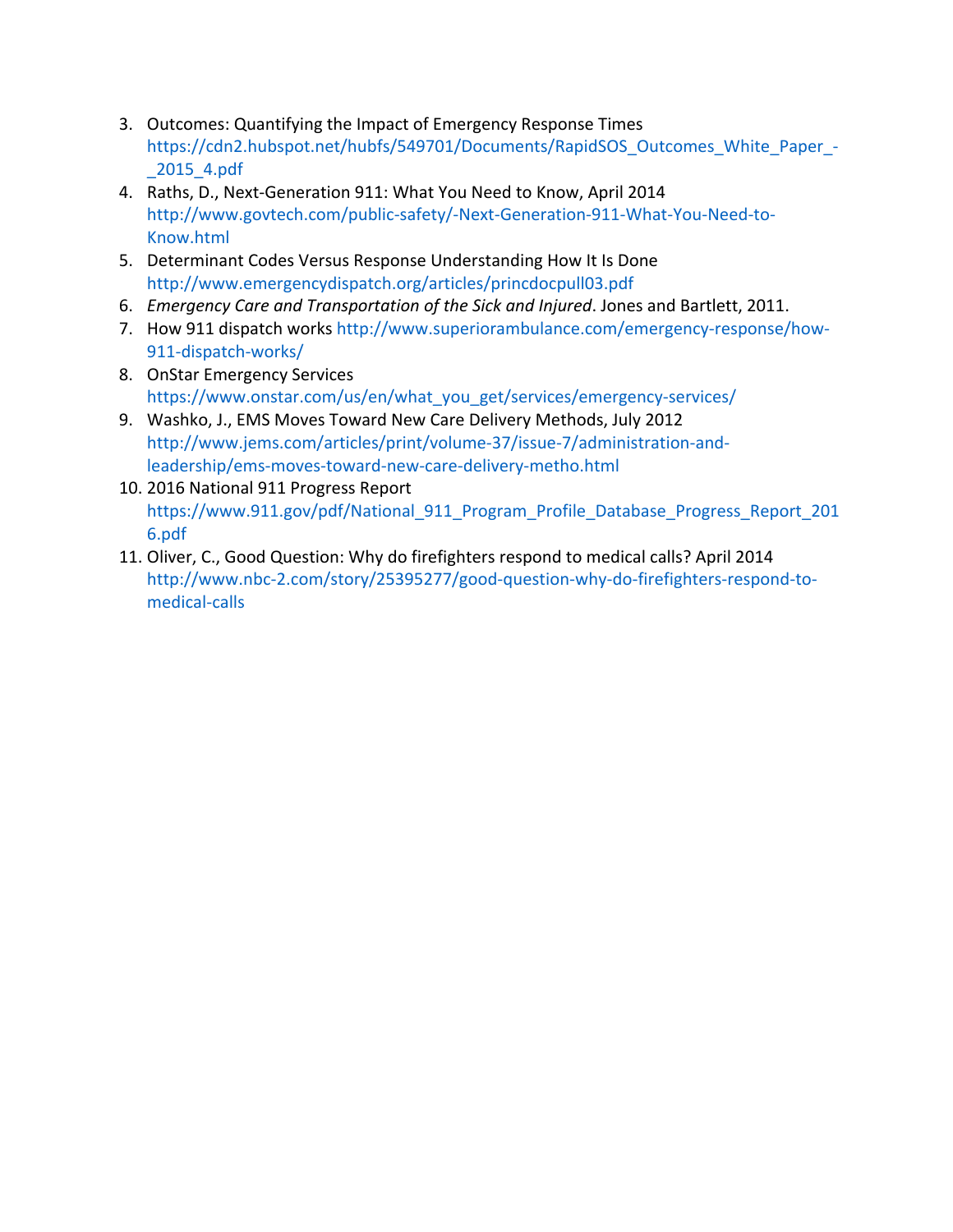3. Outcomes: Quantifying the Impact of Emergency Response Times https://cdn2.hubspot.net/hubfs/549701/Documents/RapidSOS_Outcomes_White_Paper_-_2015_4.pdf
4. Raths, D., Next-Generation 911: What You Need to Know, April 2014 http://www.govtech.com/public-safety/-Next-Generation-911-What-You-Need-to-Know.html
5. Determinant Codes Versus Response Understanding How It Is Done http://www.emergencydispatch.org/articles/princdocpull03.pdf
6. *Emergency Care and Transportation of the Sick and Injured*. Jones and Bartlett, 2011.
7. How 911 dispatch works http://www.superiorambulance.com/emergency-response/how-911-dispatch-works/
8. OnStar Emergency Services https://www.onstar.com/us/en/what_you_get/services/emergency-services/
9. Washko, J., EMS Moves Toward New Care Delivery Methods, July 2012 http://www.jems.com/articles/print/volume-37/issue-7/administration-and-leadership/ems-moves-toward-new-care-delivery-metho.html
10. 2016 National 911 Progress Report https://www.911.gov/pdf/National_911_Program_Profile_Database_Progress_Report_2016.pdf
11. Oliver, C., Good Question: Why do firefighters respond to medical calls? April 2014 http://www.nbc-2.com/story/25395277/good-question-why-do-firefighters-respond-to-medical-calls